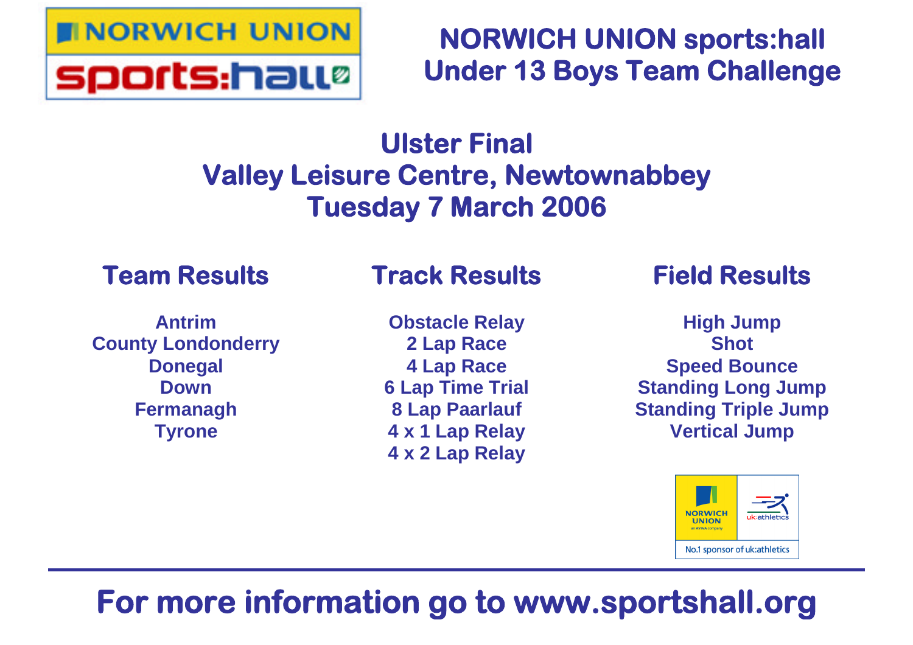# NORWICH UNION sports:hall Under 13 Boys Team Challenge

## Ulster Final
## Valley Leisure Centre, Newtownabbey
## Tuesday 7 March 2006

### Team Results

- Antrim
- County Londonderry
- Donegal
- Down
- Fermanagh
- Tyrone

### Track Results

- Obstacle Relay
- 2 Lap Race
- 4 Lap Race
- 6 Lap Time Trial
- 8 Lap Paarlauf
- 4 x 1 Lap Relay
- 4 x 2 Lap Relay

### Field Results

- High Jump
- Shot
- Speed Bounce
- Standing Long Jump
- Standing Triple Jump
- Vertical Jump

NORWICH UNION an AVIVA company | uk:athletics

No.1 sponsor of uk:athletics

**For more information go to www.sportshall.org**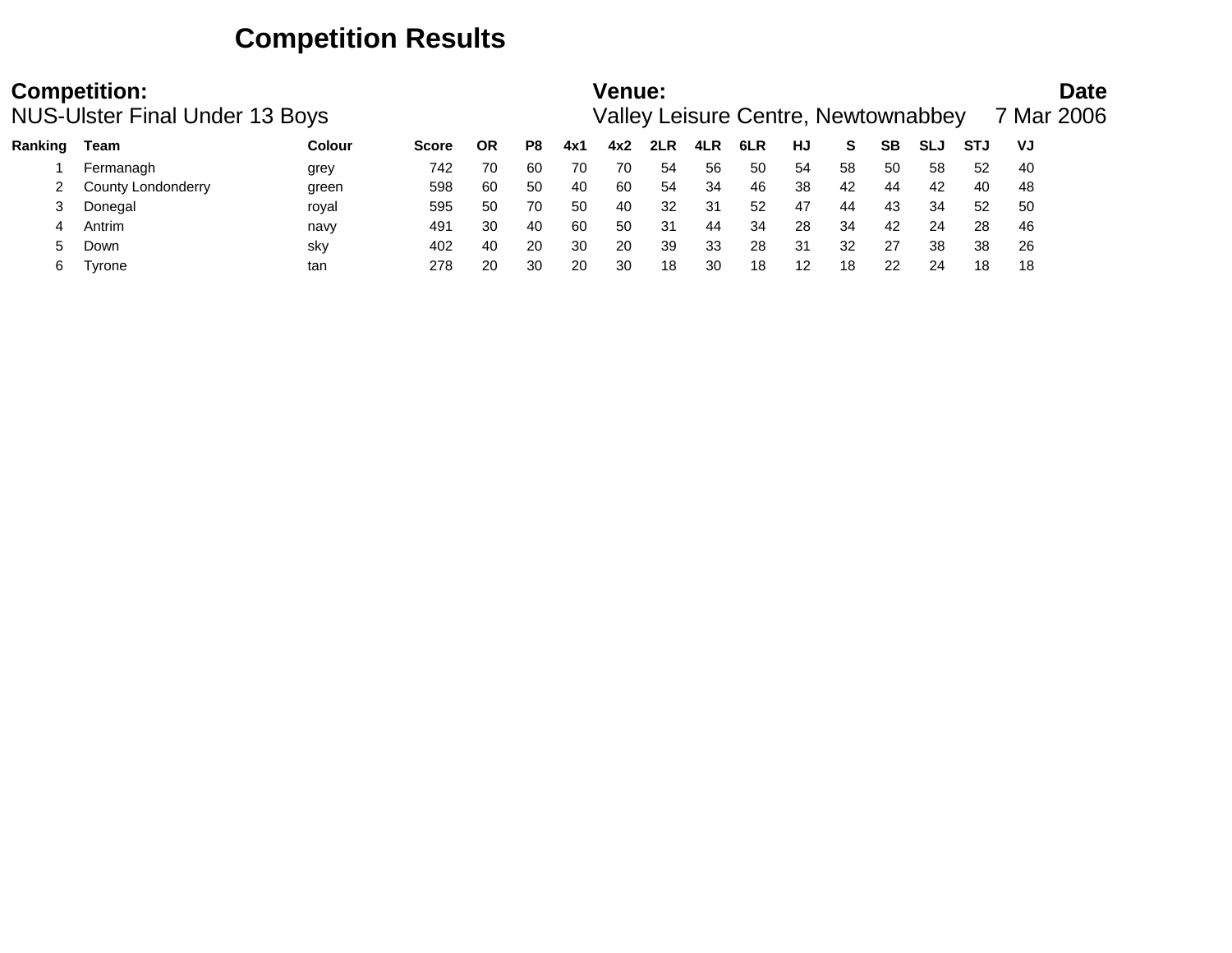# Competition Results

**Competition:**
NUS-Ulster Final Under 13 Boys

**Venue:**
Valley Leisure Centre, Newtownabbey

**Date**
7 Mar 2006

| Ranking | Team | Colour | Score | OR | P8 | 4x1 | 4x2 | 2LR | 4LR | 6LR | HJ | S | SB | SLJ | STJ | VJ |
|---|---|---|---|---|---|---|---|---|---|---|---|---|---|---|---|---|
| 1 | Fermanagh | grey | 742 | 70 | 60 | 70 | 70 | 54 | 56 | 50 | 54 | 58 | 50 | 58 | 52 | 40 |
| 2 | County Londonderry | green | 598 | 60 | 50 | 40 | 60 | 54 | 34 | 46 | 38 | 42 | 44 | 42 | 40 | 48 |
| 3 | Donegal | royal | 595 | 50 | 70 | 50 | 40 | 32 | 31 | 52 | 47 | 44 | 43 | 34 | 52 | 50 |
| 4 | Antrim | navy | 491 | 30 | 40 | 60 | 50 | 31 | 44 | 34 | 28 | 34 | 42 | 24 | 28 | 46 |
| 5 | Down | sky | 402 | 40 | 20 | 30 | 20 | 39 | 33 | 28 | 31 | 32 | 27 | 38 | 38 | 26 |
| 6 | Tyrone | tan | 278 | 20 | 30 | 20 | 30 | 18 | 30 | 18 | 12 | 18 | 22 | 24 | 18 | 18 |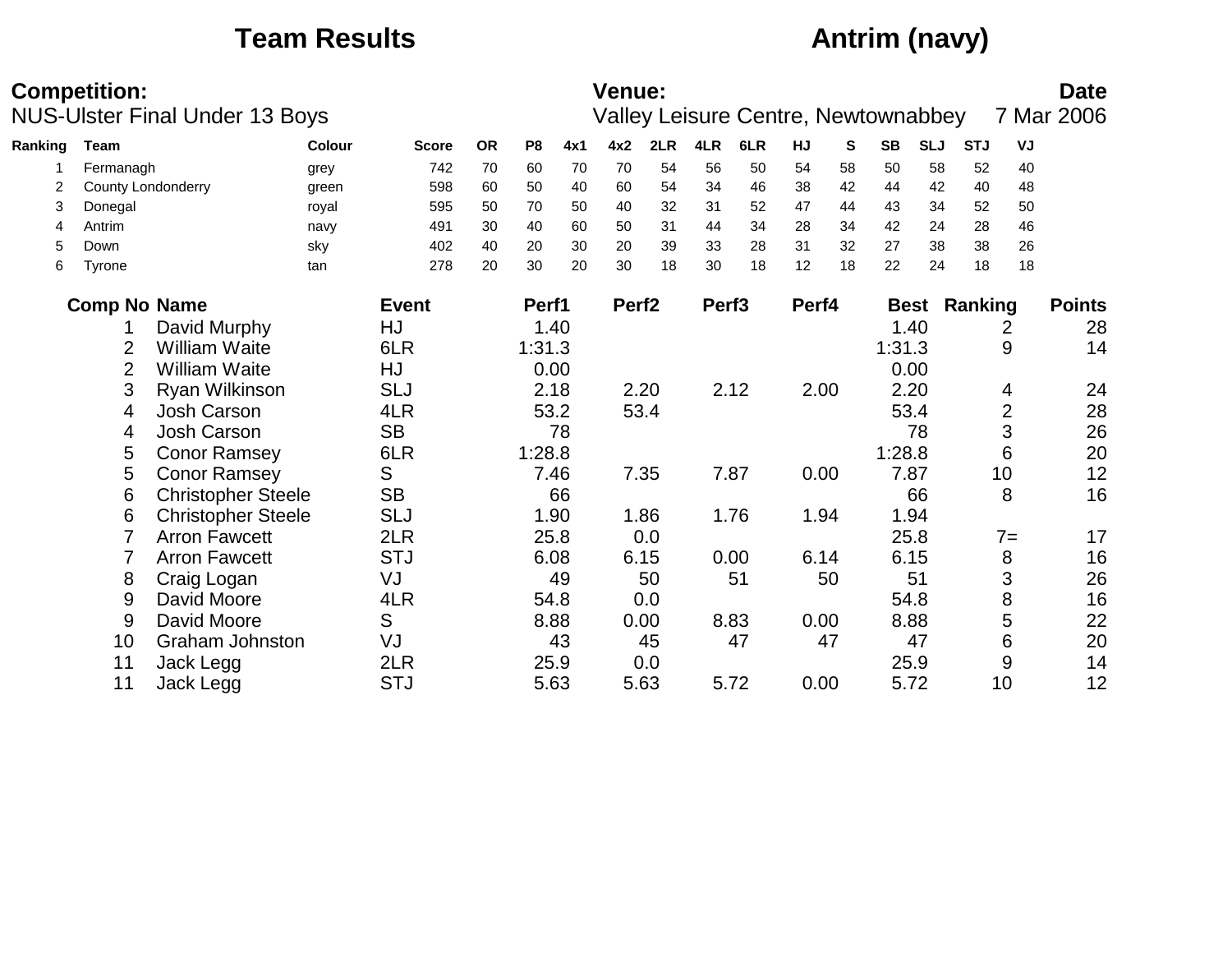# Team Results — Antrim (navy)

**Competition:** NUS-Ulster Final Under 13 Boys

**Venue:** Valley Leisure Centre, Newtownabbey

**Date:** 7 Mar 2006

| Ranking | Team | Colour | Score | OR | P8 | 4x1 | 4x2 | 2LR | 4LR | 6LR | HJ | S | SB | SLJ | STJ | VJ |
|---|---|---|---|---|---|---|---|---|---|---|---|---|---|---|---|---|
| 1 | Fermanagh | grey | 742 | 70 | 60 | 70 | 70 | 54 | 56 | 50 | 54 | 58 | 50 | 58 | 52 | 40 |
| 2 | County Londonderry | green | 598 | 60 | 50 | 40 | 60 | 54 | 34 | 46 | 38 | 42 | 44 | 42 | 40 | 48 |
| 3 | Donegal | royal | 595 | 50 | 70 | 50 | 40 | 32 | 31 | 52 | 47 | 44 | 43 | 34 | 52 | 50 |
| 4 | Antrim | navy | 491 | 30 | 40 | 60 | 50 | 31 | 44 | 34 | 28 | 34 | 42 | 24 | 28 | 46 |
| 5 | Down | sky | 402 | 40 | 20 | 30 | 20 | 39 | 33 | 28 | 31 | 32 | 27 | 38 | 38 | 26 |
| 6 | Tyrone | tan | 278 | 20 | 30 | 20 | 30 | 18 | 30 | 18 | 12 | 18 | 22 | 24 | 18 | 18 |

| Comp No | Name | Event | Perf1 | Perf2 | Perf3 | Perf4 | Best | Ranking | Points |
|---|---|---|---|---|---|---|---|---|---|
| 1 | David Murphy | HJ | 1.40 | | | | 1.40 | 2 | 28 |
| 2 | William Waite | 6LR | 1:31.3 | | | | 1:31.3 | 9 | 14 |
| 2 | William Waite | HJ | 0.00 | | | | 0.00 | | |
| 3 | Ryan Wilkinson | SLJ | 2.18 | 2.20 | 2.12 | 2.00 | 2.20 | 4 | 24 |
| 4 | Josh Carson | 4LR | 53.2 | 53.4 | | | 53.4 | 2 | 28 |
| 4 | Josh Carson | SB | 78 | | | | 78 | 3 | 26 |
| 5 | Conor Ramsey | 6LR | 1:28.8 | | | | 1:28.8 | 6 | 20 |
| 5 | Conor Ramsey | S | 7.46 | 7.35 | 7.87 | 0.00 | 7.87 | 10 | 12 |
| 6 | Christopher Steele | SB | 66 | | | | 66 | 8 | 16 |
| 6 | Christopher Steele | SLJ | 1.90 | 1.86 | 1.76 | 1.94 | 1.94 | | |
| 7 | Arron Fawcett | 2LR | 25.8 | 0.0 | | | 25.8 | 7= | 17 |
| 7 | Arron Fawcett | STJ | 6.08 | 6.15 | 0.00 | 6.14 | 6.15 | 8 | 16 |
| 8 | Craig Logan | VJ | 49 | 50 | 51 | 50 | 51 | 3 | 26 |
| 9 | David Moore | 4LR | 54.8 | 0.0 | | | 54.8 | 8 | 16 |
| 9 | David Moore | S | 8.88 | 0.00 | 8.83 | 0.00 | 8.88 | 5 | 22 |
| 10 | Graham Johnston | VJ | 43 | 45 | 47 | 47 | 47 | 6 | 20 |
| 11 | Jack Legg | 2LR | 25.9 | 0.0 | | | 25.9 | 9 | 14 |
| 11 | Jack Legg | STJ | 5.63 | 5.63 | 5.72 | 0.00 | 5.72 | 10 | 12 |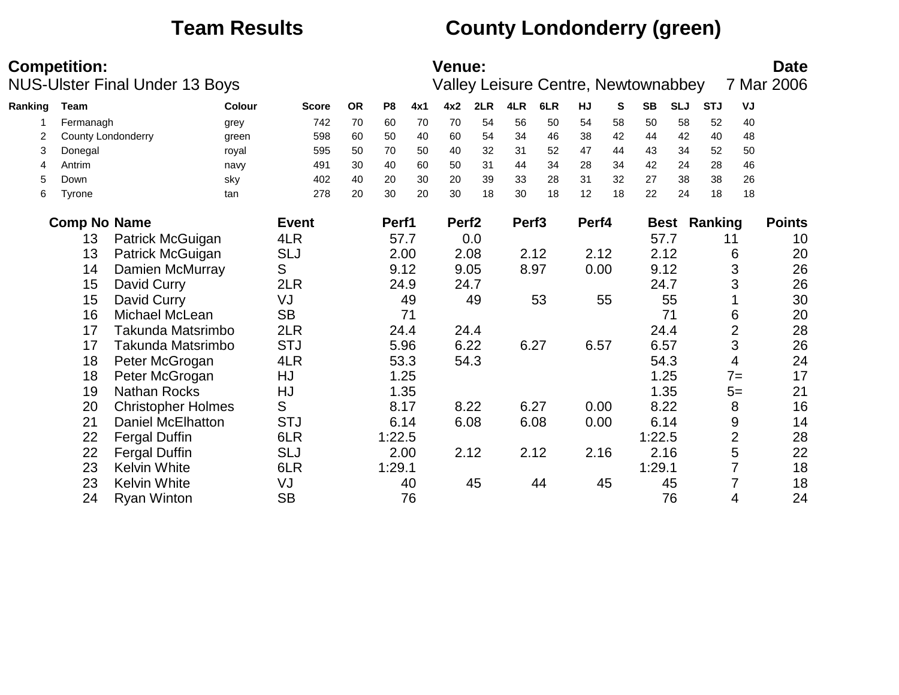# Team Results — County Londonderry (green)

**Competition:**
NUS-Ulster Final Under 13 Boys

**Venue:**
Valley Leisure Centre, Newtownabbey

**Date**
7 Mar 2006

| Ranking | Team | Colour | Score | OR | P8 | 4x1 | 4x2 | 2LR | 4LR | 6LR | HJ | S | SB | SLJ | STJ | VJ |
|---|---|---|---|---|---|---|---|---|---|---|---|---|---|---|---|---|
| 1 | Fermanagh | grey | 742 | 70 | 60 | 70 | 70 | 54 | 56 | 50 | 54 | 58 | 50 | 58 | 52 | 40 |
| 2 | County Londonderry | green | 598 | 60 | 50 | 40 | 60 | 54 | 34 | 46 | 38 | 42 | 44 | 42 | 40 | 48 |
| 3 | Donegal | royal | 595 | 50 | 70 | 50 | 40 | 32 | 31 | 52 | 47 | 44 | 43 | 34 | 52 | 50 |
| 4 | Antrim | navy | 491 | 30 | 40 | 60 | 50 | 31 | 44 | 34 | 28 | 34 | 42 | 24 | 28 | 46 |
| 5 | Down | sky | 402 | 40 | 20 | 30 | 20 | 39 | 33 | 28 | 31 | 32 | 27 | 38 | 38 | 26 |
| 6 | Tyrone | tan | 278 | 20 | 30 | 20 | 30 | 18 | 30 | 18 | 12 | 18 | 22 | 24 | 18 | 18 |

| Comp No | Name | Event | Perf1 | Perf2 | Perf3 | Perf4 | Best | Ranking | Points |
|---|---|---|---|---|---|---|---|---|---|
| 13 | Patrick McGuigan | 4LR | 57.7 | 0.0 | | | 57.7 | 11 | 10 |
| 13 | Patrick McGuigan | SLJ | 2.00 | 2.08 | 2.12 | 2.12 | 2.12 | 6 | 20 |
| 14 | Damien McMurray | S | 9.12 | 9.05 | 8.97 | 0.00 | 9.12 | 3 | 26 |
| 15 | David Curry | 2LR | 24.9 | 24.7 | | | 24.7 | 3 | 26 |
| 15 | David Curry | VJ | 49 | 49 | 53 | 55 | 55 | 1 | 30 |
| 16 | Michael McLean | SB | 71 | | | | 71 | 6 | 20 |
| 17 | Takunda Matsrimbo | 2LR | 24.4 | 24.4 | | | 24.4 | 2 | 28 |
| 17 | Takunda Matsrimbo | STJ | 5.96 | 6.22 | 6.27 | 6.57 | 6.57 | 3 | 26 |
| 18 | Peter McGrogan | 4LR | 53.3 | 54.3 | | | 54.3 | 4 | 24 |
| 18 | Peter McGrogan | HJ | 1.25 | | | | 1.25 | 7= | 17 |
| 19 | Nathan Rocks | HJ | 1.35 | | | | 1.35 | 5= | 21 |
| 20 | Christopher Holmes | S | 8.17 | 8.22 | 6.27 | 0.00 | 8.22 | 8 | 16 |
| 21 | Daniel McElhatton | STJ | 6.14 | 6.08 | 6.08 | 0.00 | 6.14 | 9 | 14 |
| 22 | Fergal Duffin | 6LR | 1:22.5 | | | | 1:22.5 | 2 | 28 |
| 22 | Fergal Duffin | SLJ | 2.00 | 2.12 | 2.12 | 2.16 | 2.16 | 5 | 22 |
| 23 | Kelvin White | 6LR | 1:29.1 | | | | 1:29.1 | 7 | 18 |
| 23 | Kelvin White | VJ | 40 | 45 | 44 | 45 | 45 | 7 | 18 |
| 24 | Ryan Winton | SB | 76 | | | | 76 | 4 | 24 |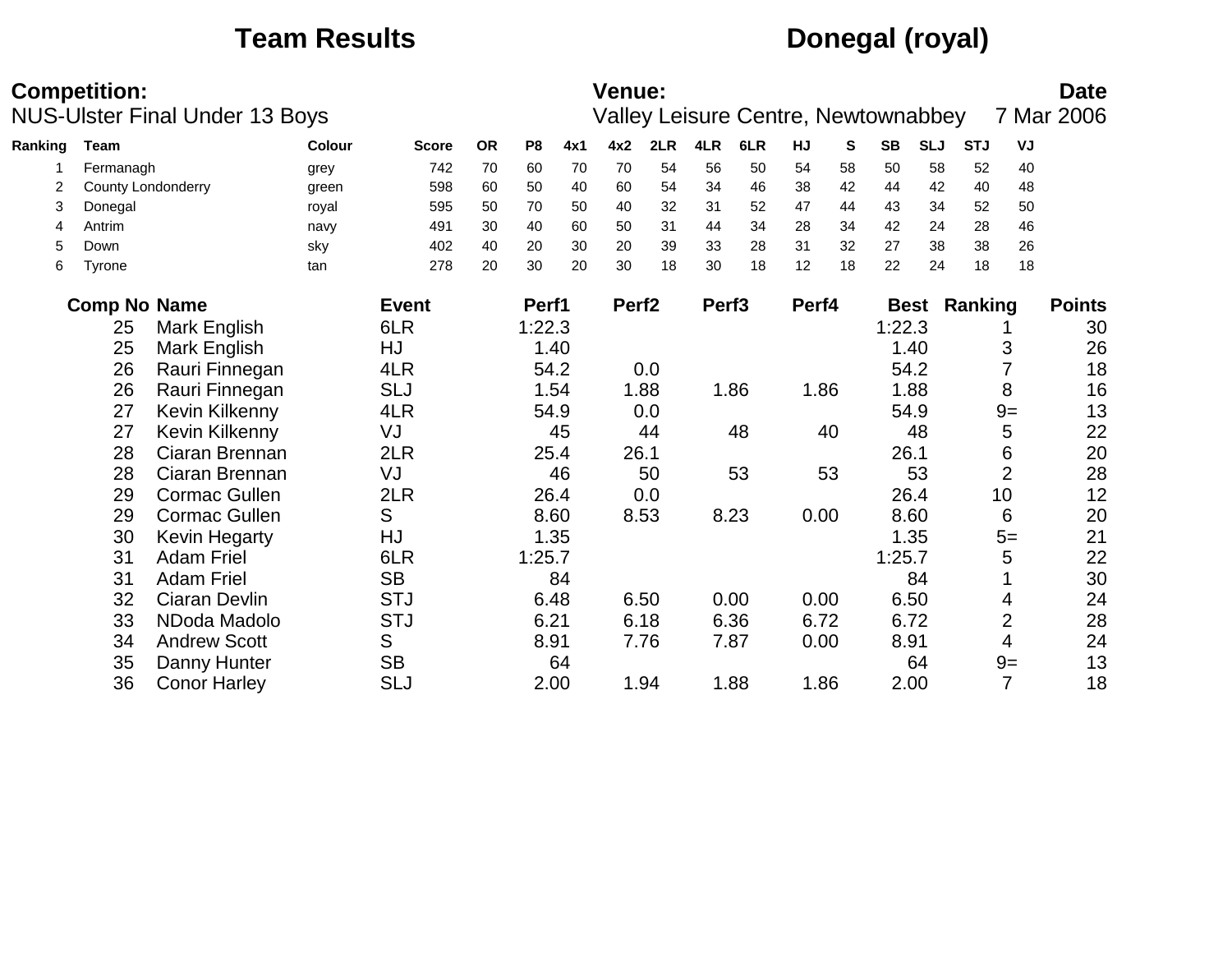# Team Results — Donegal (royal)

**Competition:** NUS-Ulster Final Under 13 Boys

**Venue:** Valley Leisure Centre, Newtownabbey

**Date:** 7 Mar 2006

| Ranking | Team | Colour | Score | OR | P8 | 4x1 | 4x2 | 2LR | 4LR | 6LR | HJ | S | SB | SLJ | STJ | VJ |
|---|---|---|---|---|---|---|---|---|---|---|---|---|---|---|---|---|
| 1 | Fermanagh | grey | 742 | 70 | 60 | 70 | 70 | 54 | 56 | 50 | 54 | 58 | 50 | 58 | 52 | 40 |
| 2 | County Londonderry | green | 598 | 60 | 50 | 40 | 60 | 54 | 34 | 46 | 38 | 42 | 44 | 42 | 40 | 48 |
| 3 | Donegal | royal | 595 | 50 | 70 | 50 | 40 | 32 | 31 | 52 | 47 | 44 | 43 | 34 | 52 | 50 |
| 4 | Antrim | navy | 491 | 30 | 40 | 60 | 50 | 31 | 44 | 34 | 28 | 34 | 42 | 24 | 28 | 46 |
| 5 | Down | sky | 402 | 40 | 20 | 30 | 20 | 39 | 33 | 28 | 31 | 32 | 27 | 38 | 38 | 26 |
| 6 | Tyrone | tan | 278 | 20 | 30 | 20 | 30 | 18 | 30 | 18 | 12 | 18 | 22 | 24 | 18 | 18 |

| Comp No | Name | Event | Perf1 | Perf2 | Perf3 | Perf4 | Best | Ranking | Points |
|---|---|---|---|---|---|---|---|---|---|
| 25 | Mark English | 6LR | 1:22.3 | | | | 1:22.3 | 1 | 30 |
| 25 | Mark English | HJ | 1.40 | | | | 1.40 | 3 | 26 |
| 26 | Rauri Finnegan | 4LR | 54.2 | 0.0 | | | 54.2 | 7 | 18 |
| 26 | Rauri Finnegan | SLJ | 1.54 | 1.88 | 1.86 | 1.86 | 1.88 | 8 | 16 |
| 27 | Kevin Kilkenny | 4LR | 54.9 | 0.0 | | | 54.9 | 9= | 13 |
| 27 | Kevin Kilkenny | VJ | 45 | 44 | 48 | 40 | 48 | 5 | 22 |
| 28 | Ciaran Brennan | 2LR | 25.4 | 26.1 | | | 26.1 | 6 | 20 |
| 28 | Ciaran Brennan | VJ | 46 | 50 | 53 | 53 | 53 | 2 | 28 |
| 29 | Cormac Gullen | 2LR | 26.4 | 0.0 | | | 26.4 | 10 | 12 |
| 29 | Cormac Gullen | S | 8.60 | 8.53 | 8.23 | 0.00 | 8.60 | 6 | 20 |
| 30 | Kevin Hegarty | HJ | 1.35 | | | | 1.35 | 5= | 21 |
| 31 | Adam Friel | 6LR | 1:25.7 | | | | 1:25.7 | 5 | 22 |
| 31 | Adam Friel | SB | 84 | | | | 84 | 1 | 30 |
| 32 | Ciaran Devlin | STJ | 6.48 | 6.50 | 0.00 | 0.00 | 6.50 | 4 | 24 |
| 33 | NDoda Madolo | STJ | 6.21 | 6.18 | 6.36 | 6.72 | 6.72 | 2 | 28 |
| 34 | Andrew Scott | S | 8.91 | 7.76 | 7.87 | 0.00 | 8.91 | 4 | 24 |
| 35 | Danny Hunter | SB | 64 | | | | 64 | 9= | 13 |
| 36 | Conor Harley | SLJ | 2.00 | 1.94 | 1.88 | 1.86 | 2.00 | 7 | 18 |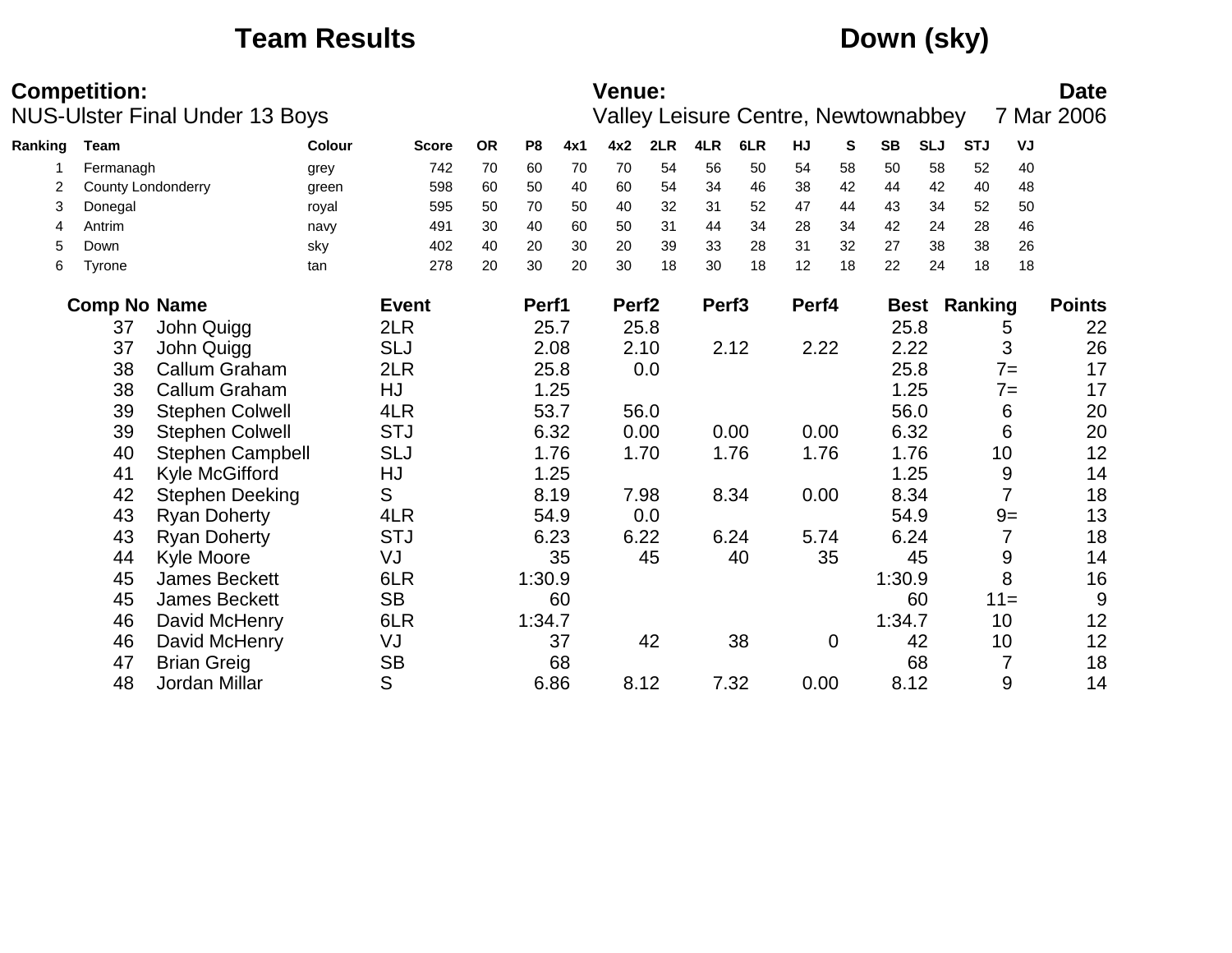# Team Results — Down (sky)

**Competition:**
NUS-Ulster Final Under 13 Boys

**Venue:**
Valley Leisure Centre, Newtownabbey

**Date**
7 Mar 2006

| Ranking | Team | Colour | Score | OR | P8 | 4x1 | 4x2 | 2LR | 4LR | 6LR | HJ | S | SB | SLJ | STJ | VJ |
|---|---|---|---|---|---|---|---|---|---|---|---|---|---|---|---|---|
| 1 | Fermanagh | grey | 742 | 70 | 60 | 70 | 70 | 54 | 56 | 50 | 54 | 58 | 50 | 58 | 52 | 40 |
| 2 | County Londonderry | green | 598 | 60 | 50 | 40 | 60 | 54 | 34 | 46 | 38 | 42 | 44 | 42 | 40 | 48 |
| 3 | Donegal | royal | 595 | 50 | 70 | 50 | 40 | 32 | 31 | 52 | 47 | 44 | 43 | 34 | 52 | 50 |
| 4 | Antrim | navy | 491 | 30 | 40 | 60 | 50 | 31 | 44 | 34 | 28 | 34 | 42 | 24 | 28 | 46 |
| 5 | Down | sky | 402 | 40 | 20 | 30 | 20 | 39 | 33 | 28 | 31 | 32 | 27 | 38 | 38 | 26 |
| 6 | Tyrone | tan | 278 | 20 | 30 | 20 | 30 | 18 | 30 | 18 | 12 | 18 | 22 | 24 | 18 | 18 |

| Comp No | Name | Event | Perf1 | Perf2 | Perf3 | Perf4 | Best | Ranking | Points |
|---|---|---|---|---|---|---|---|---|---|
| 37 | John Quigg | 2LR | 25.7 | 25.8 | | | 25.8 | 5 | 22 |
| 37 | John Quigg | SLJ | 2.08 | 2.10 | 2.12 | 2.22 | 2.22 | 3 | 26 |
| 38 | Callum Graham | 2LR | 25.8 | 0.0 | | | 25.8 | 7= | 17 |
| 38 | Callum Graham | HJ | 1.25 | | | | 1.25 | 7= | 17 |
| 39 | Stephen Colwell | 4LR | 53.7 | 56.0 | | | 56.0 | 6 | 20 |
| 39 | Stephen Colwell | STJ | 6.32 | 0.00 | 0.00 | 0.00 | 6.32 | 6 | 20 |
| 40 | Stephen Campbell | SLJ | 1.76 | 1.70 | 1.76 | 1.76 | 1.76 | 10 | 12 |
| 41 | Kyle McGifford | HJ | 1.25 | | | | 1.25 | 9 | 14 |
| 42 | Stephen Deeking | S | 8.19 | 7.98 | 8.34 | 0.00 | 8.34 | 7 | 18 |
| 43 | Ryan Doherty | 4LR | 54.9 | 0.0 | | | 54.9 | 9= | 13 |
| 43 | Ryan Doherty | STJ | 6.23 | 6.22 | 6.24 | 5.74 | 6.24 | 7 | 18 |
| 44 | Kyle Moore | VJ | 35 | 45 | 40 | 35 | 45 | 9 | 14 |
| 45 | James Beckett | 6LR | 1:30.9 | | | | 1:30.9 | 8 | 16 |
| 45 | James Beckett | SB | 60 | | | | 60 | 11= | 9 |
| 46 | David McHenry | 6LR | 1:34.7 | | | | 1:34.7 | 10 | 12 |
| 46 | David McHenry | VJ | 37 | 42 | 38 | 0 | 42 | 10 | 12 |
| 47 | Brian Greig | SB | 68 | | | | 68 | 7 | 18 |
| 48 | Jordan Millar | S | 6.86 | 8.12 | 7.32 | 0.00 | 8.12 | 9 | 14 |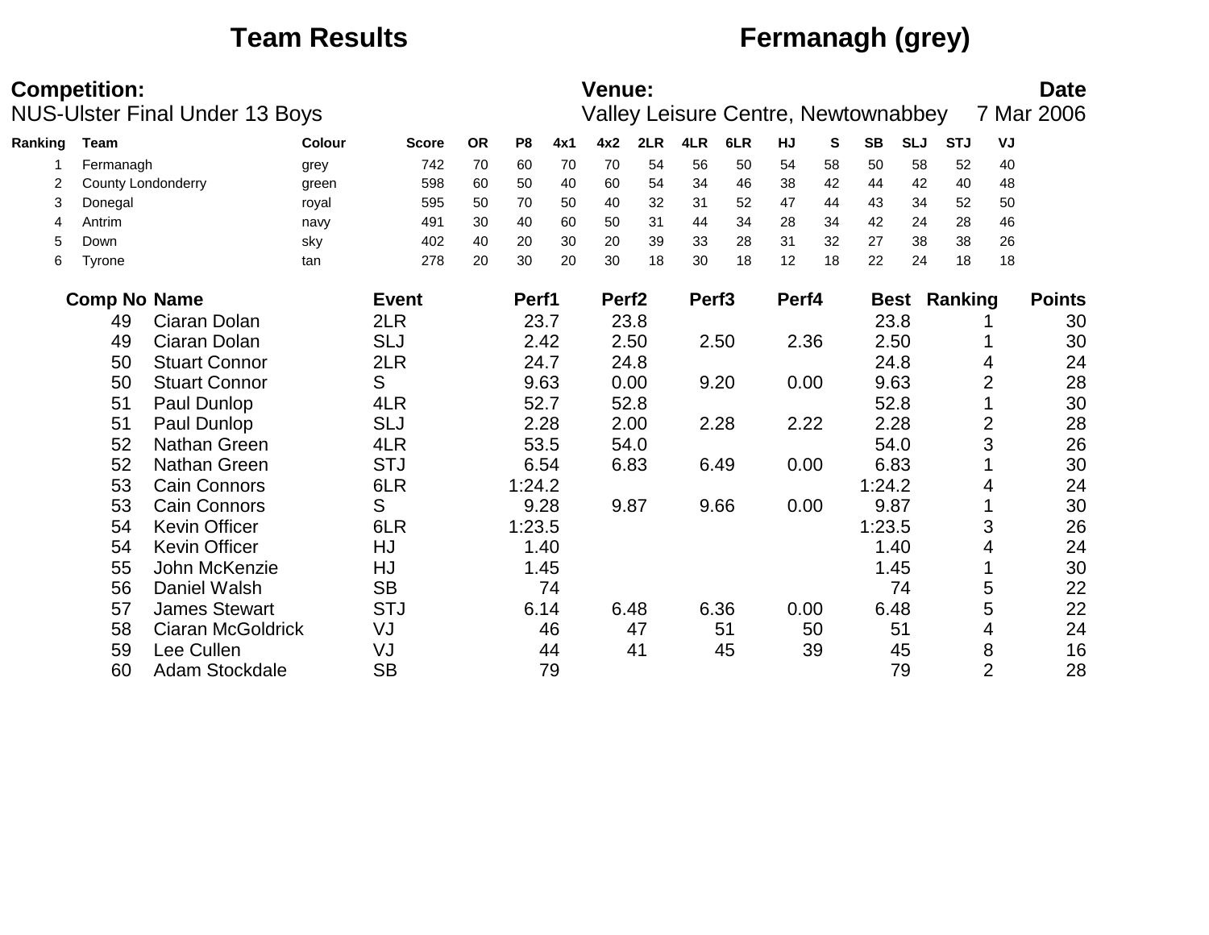# Team Results — Fermanagh (grey)

**Competition:**
NUS-Ulster Final Under 13 Boys

**Venue:**
Valley Leisure Centre, Newtownabbey

**Date**
7 Mar 2006

| Ranking | Team | Colour | Score | OR | P8 | 4x1 | 4x2 | 2LR | 4LR | 6LR | HJ | S | SB | SLJ | STJ | VJ |
|---|---|---|---|---|---|---|---|---|---|---|---|---|---|---|---|---|
| 1 | Fermanagh | grey | 742 | 70 | 60 | 70 | 70 | 54 | 56 | 50 | 54 | 58 | 50 | 58 | 52 | 40 |
| 2 | County Londonderry | green | 598 | 60 | 50 | 40 | 60 | 54 | 34 | 46 | 38 | 42 | 44 | 42 | 40 | 48 |
| 3 | Donegal | royal | 595 | 50 | 70 | 50 | 40 | 32 | 31 | 52 | 47 | 44 | 43 | 34 | 52 | 50 |
| 4 | Antrim | navy | 491 | 30 | 40 | 60 | 50 | 31 | 44 | 34 | 28 | 34 | 42 | 24 | 28 | 46 |
| 5 | Down | sky | 402 | 40 | 20 | 30 | 20 | 39 | 33 | 28 | 31 | 32 | 27 | 38 | 38 | 26 |
| 6 | Tyrone | tan | 278 | 20 | 30 | 20 | 30 | 18 | 30 | 18 | 12 | 18 | 22 | 24 | 18 | 18 |

| Comp No | Name | Event | Perf1 | Perf2 | Perf3 | Perf4 | Best | Ranking | Points |
|---|---|---|---|---|---|---|---|---|---|
| 49 | Ciaran Dolan | 2LR | 23.7 | 23.8 | | | 23.8 | 1 | 30 |
| 49 | Ciaran Dolan | SLJ | 2.42 | 2.50 | 2.50 | 2.36 | 2.50 | 1 | 30 |
| 50 | Stuart Connor | 2LR | 24.7 | 24.8 | | | 24.8 | 4 | 24 |
| 50 | Stuart Connor | S | 9.63 | 0.00 | 9.20 | 0.00 | 9.63 | 2 | 28 |
| 51 | Paul Dunlop | 4LR | 52.7 | 52.8 | | | 52.8 | 1 | 30 |
| 51 | Paul Dunlop | SLJ | 2.28 | 2.00 | 2.28 | 2.22 | 2.28 | 2 | 28 |
| 52 | Nathan Green | 4LR | 53.5 | 54.0 | | | 54.0 | 3 | 26 |
| 52 | Nathan Green | STJ | 6.54 | 6.83 | 6.49 | 0.00 | 6.83 | 1 | 30 |
| 53 | Cain Connors | 6LR | 1:24.2 | | | | 1:24.2 | 4 | 24 |
| 53 | Cain Connors | S | 9.28 | 9.87 | 9.66 | 0.00 | 9.87 | 1 | 30 |
| 54 | Kevin Officer | 6LR | 1:23.5 | | | | 1:23.5 | 3 | 26 |
| 54 | Kevin Officer | HJ | 1.40 | | | | 1.40 | 4 | 24 |
| 55 | John McKenzie | HJ | 1.45 | | | | 1.45 | 1 | 30 |
| 56 | Daniel Walsh | SB | 74 | | | | 74 | 5 | 22 |
| 57 | James Stewart | STJ | 6.14 | 6.48 | 6.36 | 0.00 | 6.48 | 5 | 22 |
| 58 | Ciaran McGoldrick | VJ | 46 | 47 | 51 | 50 | 51 | 4 | 24 |
| 59 | Lee Cullen | VJ | 44 | 41 | 45 | 39 | 45 | 8 | 16 |
| 60 | Adam Stockdale | SB | 79 | | | | 79 | 2 | 28 |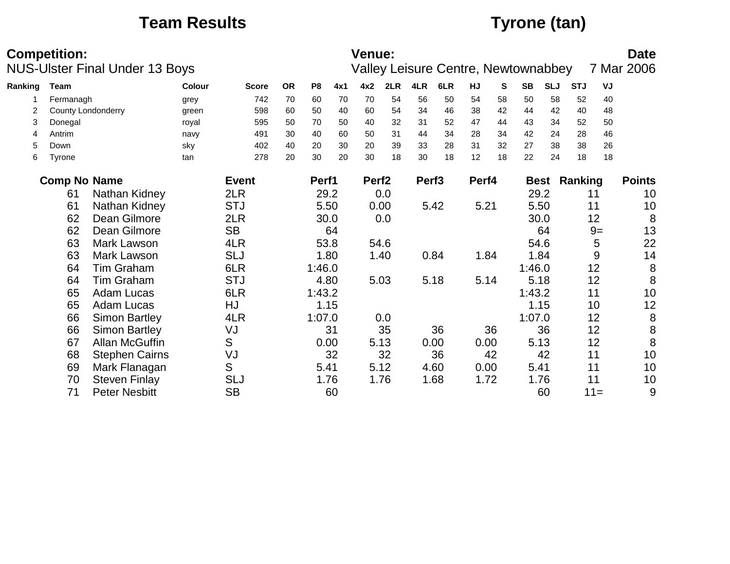# Team Results

## Tyrone (tan)

**Competition:** NUS-Ulster Final Under 13 Boys

**Venue:** Valley Leisure Centre, Newtownabbey

**Date** 7 Mar 2006

| Ranking | Team | Colour | Score | OR | P8 | 4x1 | 4x2 | 2LR | 4LR | 6LR | HJ | S | SB | SLJ | STJ | VJ |
|---|---|---|---|---|---|---|---|---|---|---|---|---|---|---|---|---|
| 1 | Fermanagh | grey | 742 | 70 | 60 | 70 | 70 | 54 | 56 | 50 | 54 | 58 | 50 | 58 | 52 | 40 |
| 2 | County Londonderry | green | 598 | 60 | 50 | 40 | 60 | 54 | 34 | 46 | 38 | 42 | 44 | 42 | 40 | 48 |
| 3 | Donegal | royal | 595 | 50 | 70 | 50 | 40 | 32 | 31 | 52 | 47 | 44 | 43 | 34 | 52 | 50 |
| 4 | Antrim | navy | 491 | 30 | 40 | 60 | 50 | 31 | 44 | 34 | 28 | 34 | 42 | 24 | 28 | 46 |
| 5 | Down | sky | 402 | 40 | 20 | 30 | 20 | 39 | 33 | 28 | 31 | 32 | 27 | 38 | 38 | 26 |
| 6 | Tyrone | tan | 278 | 20 | 30 | 20 | 30 | 18 | 30 | 18 | 12 | 18 | 22 | 24 | 18 | 18 |

| Comp No | Name | Event | Perf1 | Perf2 | Perf3 | Perf4 | Best | Ranking | Points |
|---|---|---|---|---|---|---|---|---|---|
| 61 | Nathan Kidney | 2LR | 29.2 | 0.0 | | | 29.2 | 11 | 10 |
| 61 | Nathan Kidney | STJ | 5.50 | 0.00 | 5.42 | 5.21 | 5.50 | 11 | 10 |
| 62 | Dean Gilmore | 2LR | 30.0 | 0.0 | | | 30.0 | 12 | 8 |
| 62 | Dean Gilmore | SB | 64 | | | | 64 | 9= | 13 |
| 63 | Mark Lawson | 4LR | 53.8 | 54.6 | | | 54.6 | 5 | 22 |
| 63 | Mark Lawson | SLJ | 1.80 | 1.40 | 0.84 | 1.84 | 1.84 | 9 | 14 |
| 64 | Tim Graham | 6LR | 1:46.0 | | | | 1:46.0 | 12 | 8 |
| 64 | Tim Graham | STJ | 4.80 | 5.03 | 5.18 | 5.14 | 5.18 | 12 | 8 |
| 65 | Adam Lucas | 6LR | 1:43.2 | | | | 1:43.2 | 11 | 10 |
| 65 | Adam Lucas | HJ | 1.15 | | | | 1.15 | 10 | 12 |
| 66 | Simon Bartley | 4LR | 1:07.0 | 0.0 | | | 1:07.0 | 12 | 8 |
| 66 | Simon Bartley | VJ | 31 | 35 | 36 | 36 | 36 | 12 | 8 |
| 67 | Allan McGuffin | S | 0.00 | 5.13 | 0.00 | 0.00 | 5.13 | 12 | 8 |
| 68 | Stephen Cairns | VJ | 32 | 32 | 36 | 42 | 42 | 11 | 10 |
| 69 | Mark Flanagan | S | 5.41 | 5.12 | 4.60 | 0.00 | 5.41 | 11 | 10 |
| 70 | Steven Finlay | SLJ | 1.76 | 1.76 | 1.68 | 1.72 | 1.76 | 11 | 10 |
| 71 | Peter Nesbitt | SB | 60 | | | | 60 | 11= | 9 |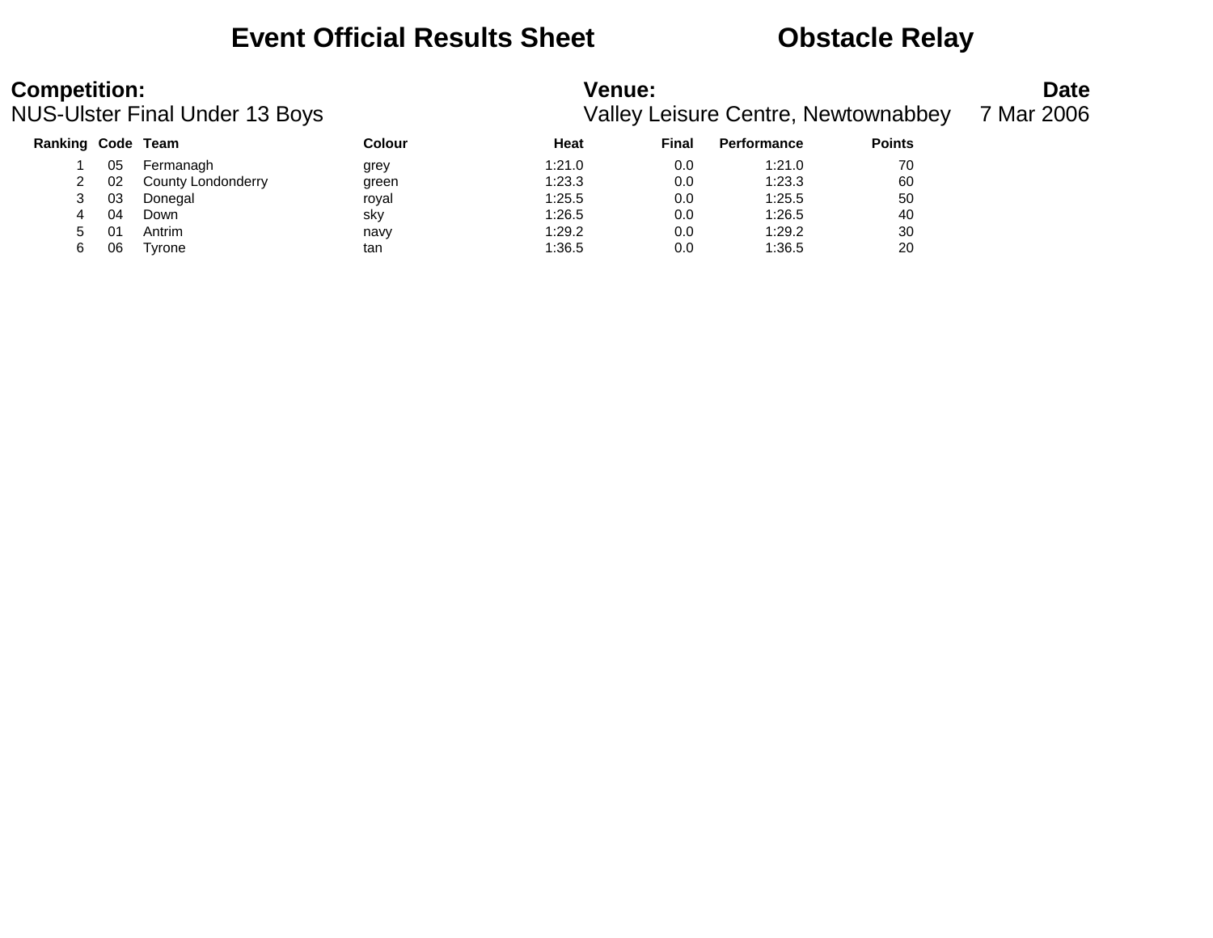# Event Official Results Sheet    Obstacle Relay

**Competition:**
NUS-Ulster Final Under 13 Boys

**Venue:**
Valley Leisure Centre, Newtownabbey

**Date**
7 Mar 2006

| Ranking | Code | Team | Colour | Heat | Final | Performance | Points |
|---|---|---|---|---|---|---|---|
| 1 | 05 | Fermanagh | grey | 1:21.0 | 0.0 | 1:21.0 | 70 |
| 2 | 02 | County Londonderry | green | 1:23.3 | 0.0 | 1:23.3 | 60 |
| 3 | 03 | Donegal | royal | 1:25.5 | 0.0 | 1:25.5 | 50 |
| 4 | 04 | Down | sky | 1:26.5 | 0.0 | 1:26.5 | 40 |
| 5 | 01 | Antrim | navy | 1:29.2 | 0.0 | 1:29.2 | 30 |
| 6 | 06 | Tyrone | tan | 1:36.5 | 0.0 | 1:36.5 | 20 |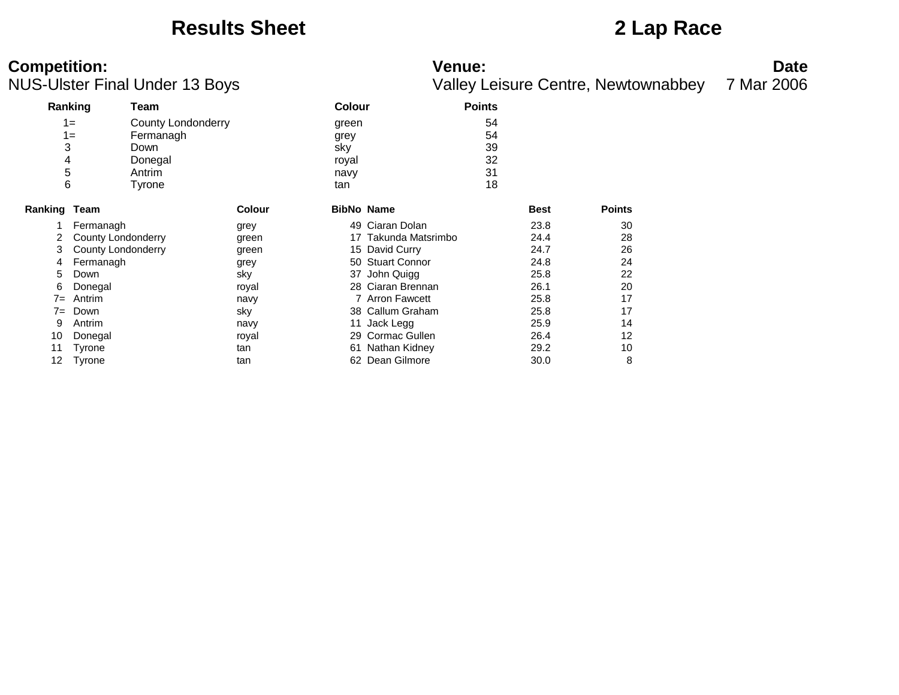# Results Sheet

# 2 Lap Race

**Competition:**
NUS-Ulster Final Under 13 Boys

**Venue:**
Valley Leisure Centre, Newtownabbey

**Date**
7 Mar 2006

| Ranking | Team | Colour | Points |
|---|---|---|---|
| 1= | County Londonderry | green | 54 |
| 1= | Fermanagh | grey | 54 |
| 3 | Down | sky | 39 |
| 4 | Donegal | royal | 32 |
| 5 | Antrim | navy | 31 |
| 6 | Tyrone | tan | 18 |

| Ranking | Team | Colour | BibNo | Name | Best | Points |
|---|---|---|---|---|---|---|
| 1 | Fermanagh | grey | 49 | Ciaran Dolan | 23.8 | 30 |
| 2 | County Londonderry | green | 17 | Takunda Matsrimbo | 24.4 | 28 |
| 3 | County Londonderry | green | 15 | David Curry | 24.7 | 26 |
| 4 | Fermanagh | grey | 50 | Stuart Connor | 24.8 | 24 |
| 5 | Down | sky | 37 | John Quigg | 25.8 | 22 |
| 6 | Donegal | royal | 28 | Ciaran Brennan | 26.1 | 20 |
| 7= | Antrim | navy | 7 | Arron Fawcett | 25.8 | 17 |
| 7= | Down | sky | 38 | Callum Graham | 25.8 | 17 |
| 9 | Antrim | navy | 11 | Jack Legg | 25.9 | 14 |
| 10 | Donegal | royal | 29 | Cormac Gullen | 26.4 | 12 |
| 11 | Tyrone | tan | 61 | Nathan Kidney | 29.2 | 10 |
| 12 | Tyrone | tan | 62 | Dean Gilmore | 30.0 | 8 |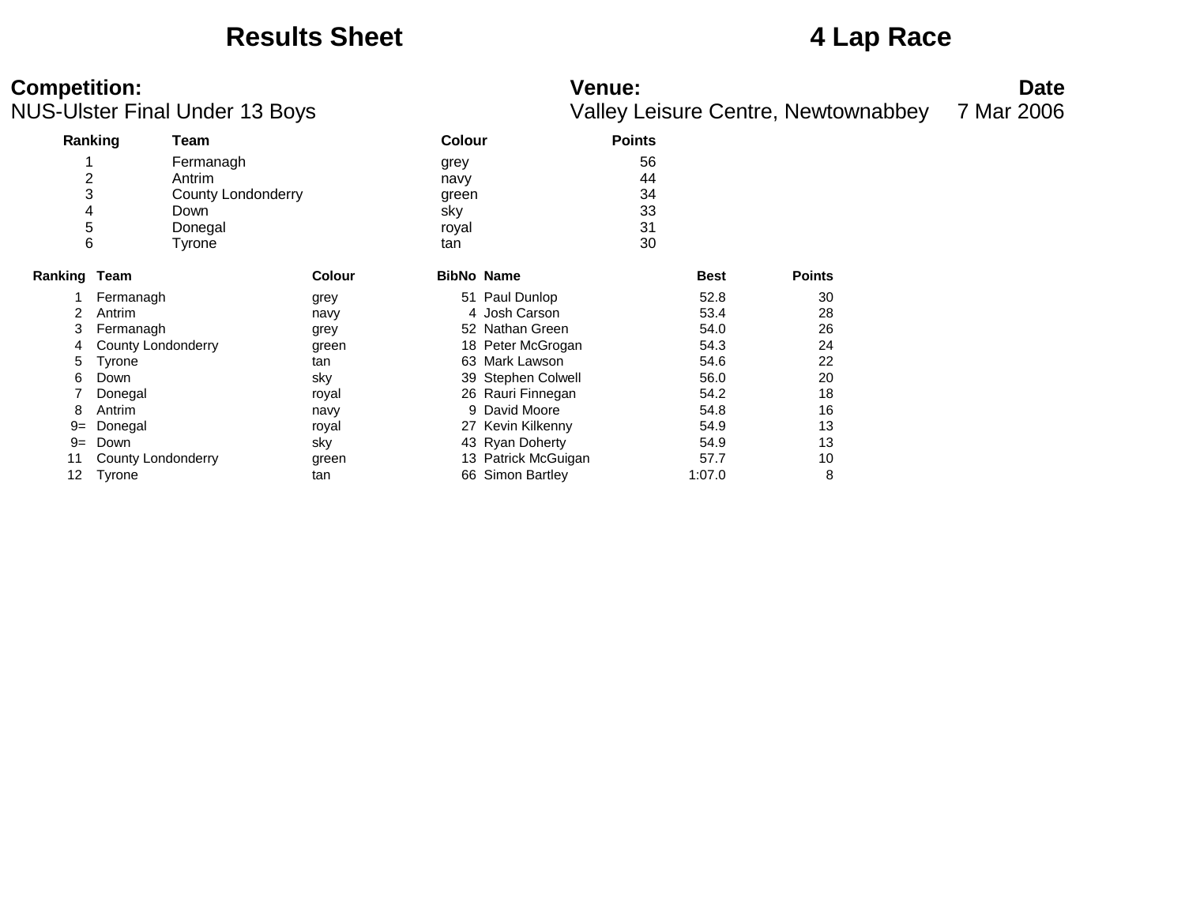# Results Sheet

# 4 Lap Race

**Competition:**
NUS-Ulster Final Under 13 Boys

**Venue:**
Valley Leisure Centre, Newtownabbey

**Date**
7 Mar 2006

| Ranking | Team | Colour | Points |
|---|---|---|---|
| 1 | Fermanagh | grey | 56 |
| 2 | Antrim | navy | 44 |
| 3 | County Londonderry | green | 34 |
| 4 | Down | sky | 33 |
| 5 | Donegal | royal | 31 |
| 6 | Tyrone | tan | 30 |

| Ranking | Team | Colour | BibNo | Name | Best | Points |
|---|---|---|---|---|---|---|
| 1 | Fermanagh | grey | 51 | Paul Dunlop | 52.8 | 30 |
| 2 | Antrim | navy | 4 | Josh Carson | 53.4 | 28 |
| 3 | Fermanagh | grey | 52 | Nathan Green | 54.0 | 26 |
| 4 | County Londonderry | green | 18 | Peter McGrogan | 54.3 | 24 |
| 5 | Tyrone | tan | 63 | Mark Lawson | 54.6 | 22 |
| 6 | Down | sky | 39 | Stephen Colwell | 56.0 | 20 |
| 7 | Donegal | royal | 26 | Rauri Finnegan | 54.2 | 18 |
| 8 | Antrim | navy | 9 | David Moore | 54.8 | 16 |
| 9= | Donegal | royal | 27 | Kevin Kilkenny | 54.9 | 13 |
| 9= | Down | sky | 43 | Ryan Doherty | 54.9 | 13 |
| 11 | County Londonderry | green | 13 | Patrick McGuigan | 57.7 | 10 |
| 12 | Tyrone | tan | 66 | Simon Bartley | 1:07.0 | 8 |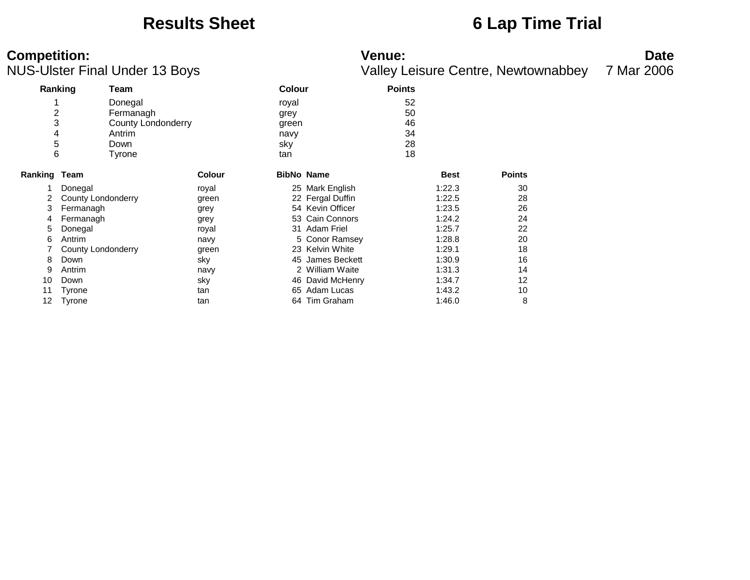# Results Sheet

# 6 Lap Time Trial

**Competition:**
NUS-Ulster Final Under 13 Boys

**Venue:**
Valley Leisure Centre, Newtownabbey

**Date**
7 Mar 2006

| Ranking | Team | Colour | Points |
|---|---|---|---|
| 1 | Donegal | royal | 52 |
| 2 | Fermanagh | grey | 50 |
| 3 | County Londonderry | green | 46 |
| 4 | Antrim | navy | 34 |
| 5 | Down | sky | 28 |
| 6 | Tyrone | tan | 18 |

| Ranking | Team | Colour | BibNo | Name | Best | Points |
|---|---|---|---|---|---|---|
| 1 | Donegal | royal | 25 | Mark English | 1:22.3 | 30 |
| 2 | County Londonderry | green | 22 | Fergal Duffin | 1:22.5 | 28 |
| 3 | Fermanagh | grey | 54 | Kevin Officer | 1:23.5 | 26 |
| 4 | Fermanagh | grey | 53 | Cain Connors | 1:24.2 | 24 |
| 5 | Donegal | royal | 31 | Adam Friel | 1:25.7 | 22 |
| 6 | Antrim | navy | 5 | Conor Ramsey | 1:28.8 | 20 |
| 7 | County Londonderry | green | 23 | Kelvin White | 1:29.1 | 18 |
| 8 | Down | sky | 45 | James Beckett | 1:30.9 | 16 |
| 9 | Antrim | navy | 2 | William Waite | 1:31.3 | 14 |
| 10 | Down | sky | 46 | David McHenry | 1:34.7 | 12 |
| 11 | Tyrone | tan | 65 | Adam Lucas | 1:43.2 | 10 |
| 12 | Tyrone | tan | 64 | Tim Graham | 1:46.0 | 8 |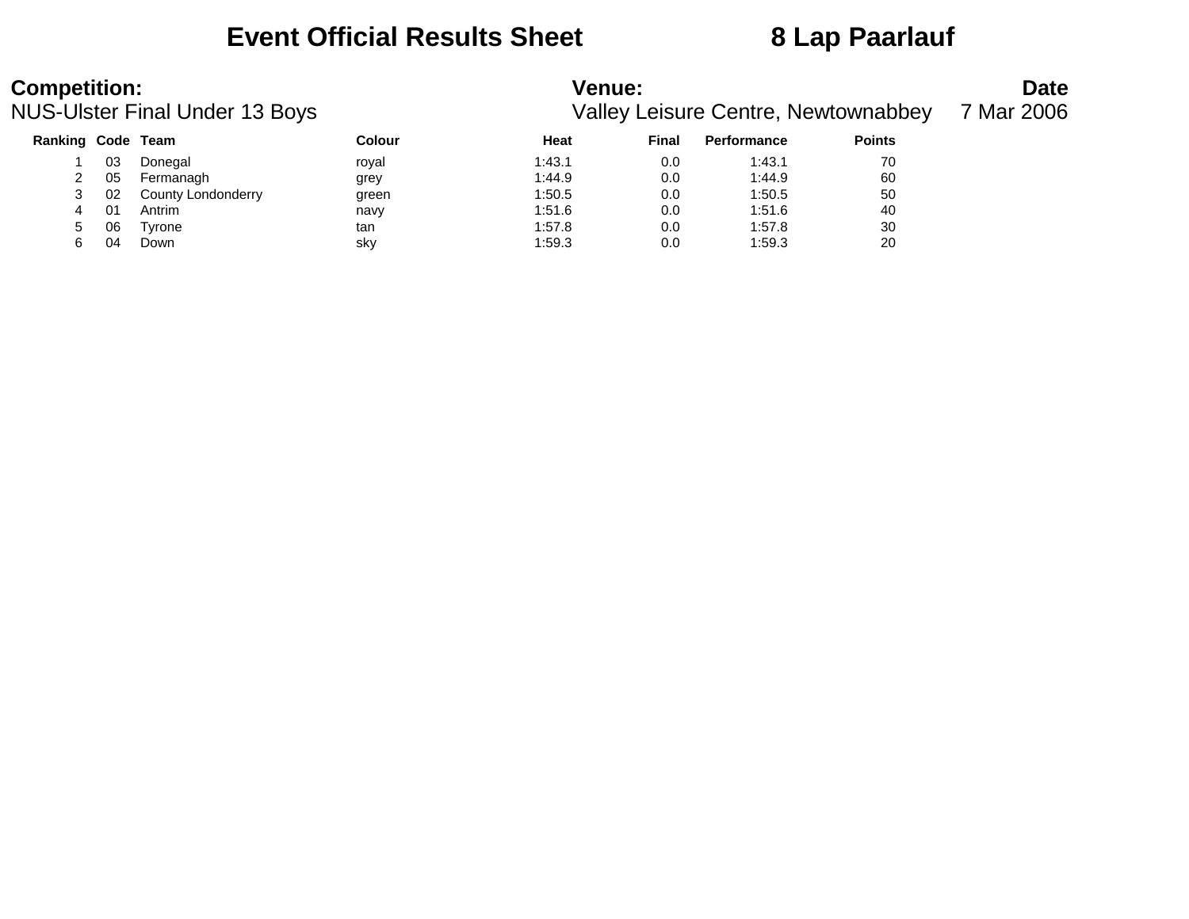# Event Official Results Sheet 8 Lap Paarlauf

**Competition:** NUS-Ulster Final Under 13 Boys

**Venue:** Valley Leisure Centre, Newtownabbey

**Date** 7 Mar 2006

| Ranking | Code | Team | Colour | Heat | Final | Performance | Points |
|---|---|---|---|---|---|---|---|
| 1 | 03 | Donegal | royal | 1:43.1 | 0.0 | 1:43.1 | 70 |
| 2 | 05 | Fermanagh | grey | 1:44.9 | 0.0 | 1:44.9 | 60 |
| 3 | 02 | County Londonderry | green | 1:50.5 | 0.0 | 1:50.5 | 50 |
| 4 | 01 | Antrim | navy | 1:51.6 | 0.0 | 1:51.6 | 40 |
| 5 | 06 | Tyrone | tan | 1:57.8 | 0.0 | 1:57.8 | 30 |
| 6 | 04 | Down | sky | 1:59.3 | 0.0 | 1:59.3 | 20 |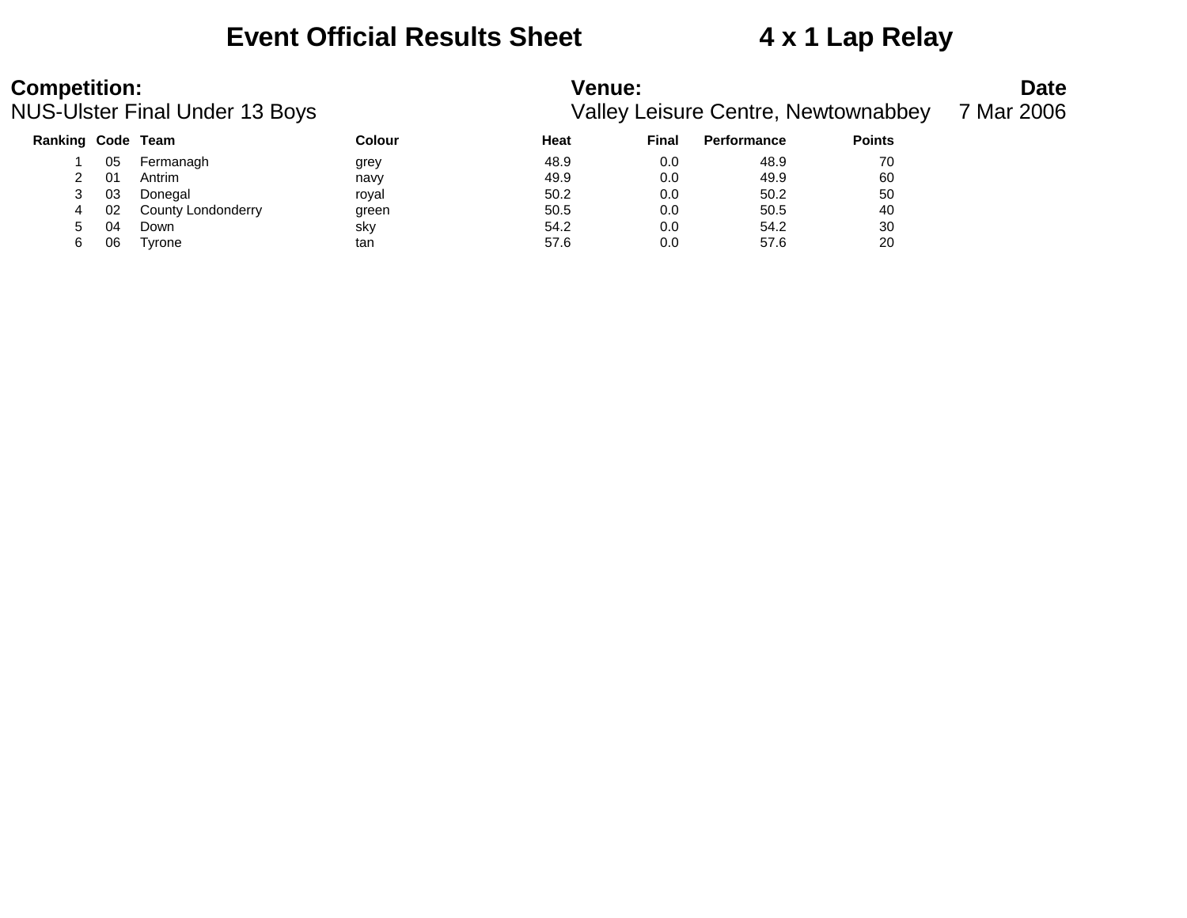# Event Official Results Sheet 4 x 1 Lap Relay

**Competition:** NUS-Ulster Final Under 13 Boys

**Venue:** Valley Leisure Centre, Newtownabbey

**Date** 7 Mar 2006

| Ranking | Code | Team | Colour | Heat | Final | Performance | Points |
|---|---|---|---|---|---|---|---|
| 1 | 05 | Fermanagh | grey | 48.9 | 0.0 | 48.9 | 70 |
| 2 | 01 | Antrim | navy | 49.9 | 0.0 | 49.9 | 60 |
| 3 | 03 | Donegal | royal | 50.2 | 0.0 | 50.2 | 50 |
| 4 | 02 | County Londonderry | green | 50.5 | 0.0 | 50.5 | 40 |
| 5 | 04 | Down | sky | 54.2 | 0.0 | 54.2 | 30 |
| 6 | 06 | Tyrone | tan | 57.6 | 0.0 | 57.6 | 20 |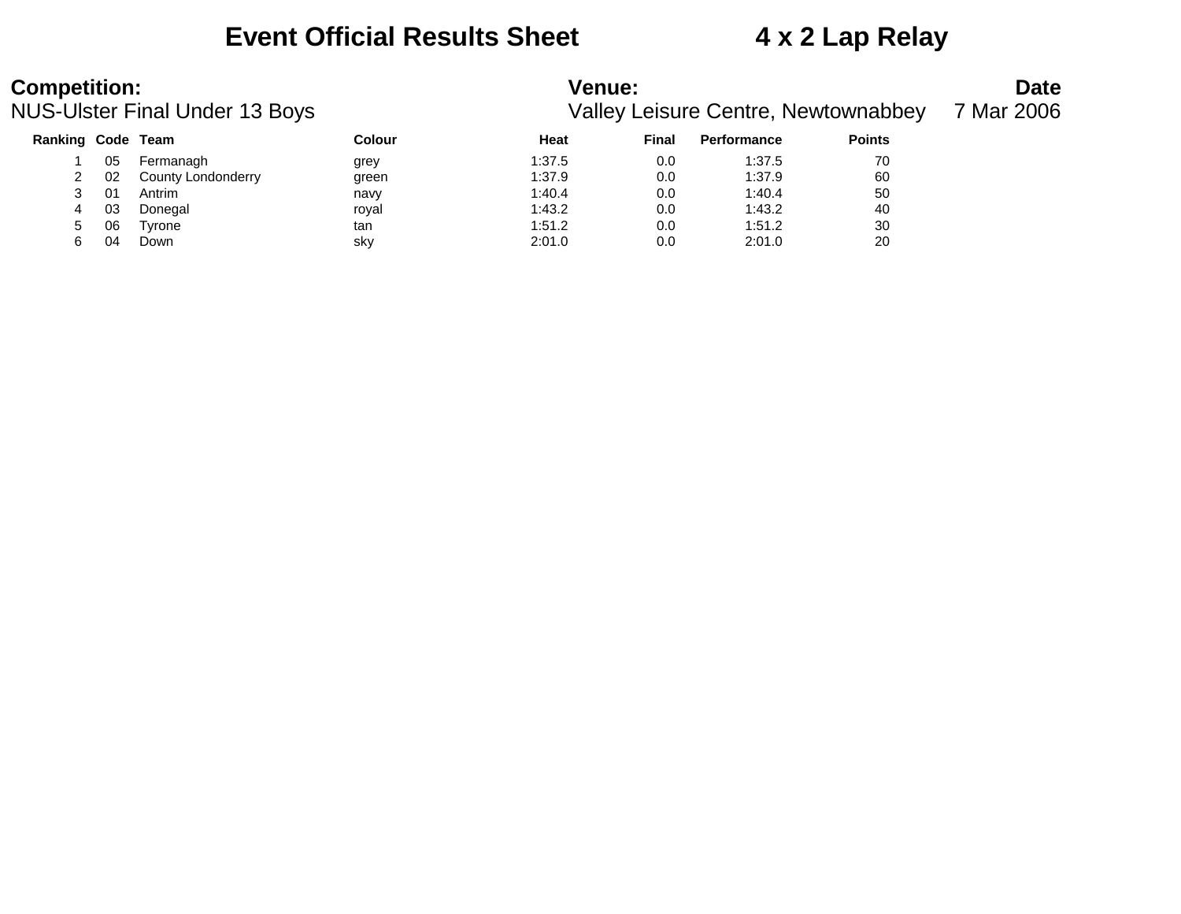# Event Official Results Sheet 4 x 2 Lap Relay

**Competition:**
NUS-Ulster Final Under 13 Boys

**Venue:**
Valley Leisure Centre, Newtownabbey

**Date**
7 Mar 2006

| Ranking | Code | Team | Colour | Heat | Final | Performance | Points |
|---|---|---|---|---|---|---|---|
| 1 | 05 | Fermanagh | grey | 1:37.5 | 0.0 | 1:37.5 | 70 |
| 2 | 02 | County Londonderry | green | 1:37.9 | 0.0 | 1:37.9 | 60 |
| 3 | 01 | Antrim | navy | 1:40.4 | 0.0 | 1:40.4 | 50 |
| 4 | 03 | Donegal | royal | 1:43.2 | 0.0 | 1:43.2 | 40 |
| 5 | 06 | Tyrone | tan | 1:51.2 | 0.0 | 1:51.2 | 30 |
| 6 | 04 | Down | sky | 2:01.0 | 0.0 | 2:01.0 | 20 |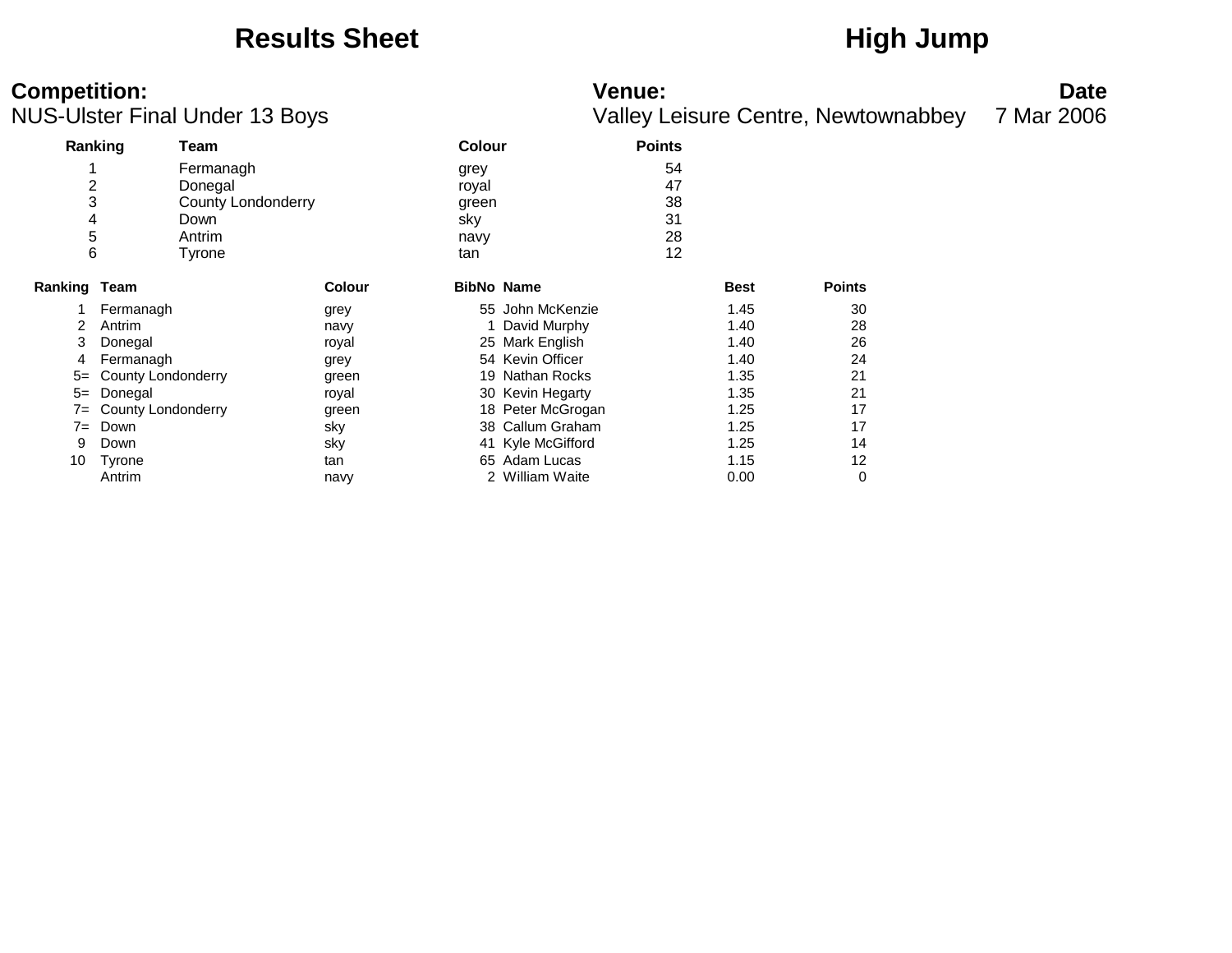# Results Sheet — High Jump

**Competition:**
NUS-Ulster Final Under 13 Boys

**Venue:**
Valley Leisure Centre, Newtownabbey

**Date**
7 Mar 2006

| Ranking | Team | Colour | Points |
|---|---|---|---|
| 1 | Fermanagh | grey | 54 |
| 2 | Donegal | royal | 47 |
| 3 | County Londonderry | green | 38 |
| 4 | Down | sky | 31 |
| 5 | Antrim | navy | 28 |
| 6 | Tyrone | tan | 12 |

| Ranking | Team | Colour | BibNo | Name | Best | Points |
|---|---|---|---|---|---|---|
| 1 | Fermanagh | grey | 55 | John McKenzie | 1.45 | 30 |
| 2 | Antrim | navy | 1 | David Murphy | 1.40 | 28 |
| 3 | Donegal | royal | 25 | Mark English | 1.40 | 26 |
| 4 | Fermanagh | grey | 54 | Kevin Officer | 1.40 | 24 |
| 5= | County Londonderry | green | 19 | Nathan Rocks | 1.35 | 21 |
| 5= | Donegal | royal | 30 | Kevin Hegarty | 1.35 | 21 |
| 7= | County Londonderry | green | 18 | Peter McGrogan | 1.25 | 17 |
| 7= | Down | sky | 38 | Callum Graham | 1.25 | 17 |
| 9 | Down | sky | 41 | Kyle McGifford | 1.25 | 14 |
| 10 | Tyrone | tan | 65 | Adam Lucas | 1.15 | 12 |
| | Antrim | navy | 2 | William Waite | 0.00 | 0 |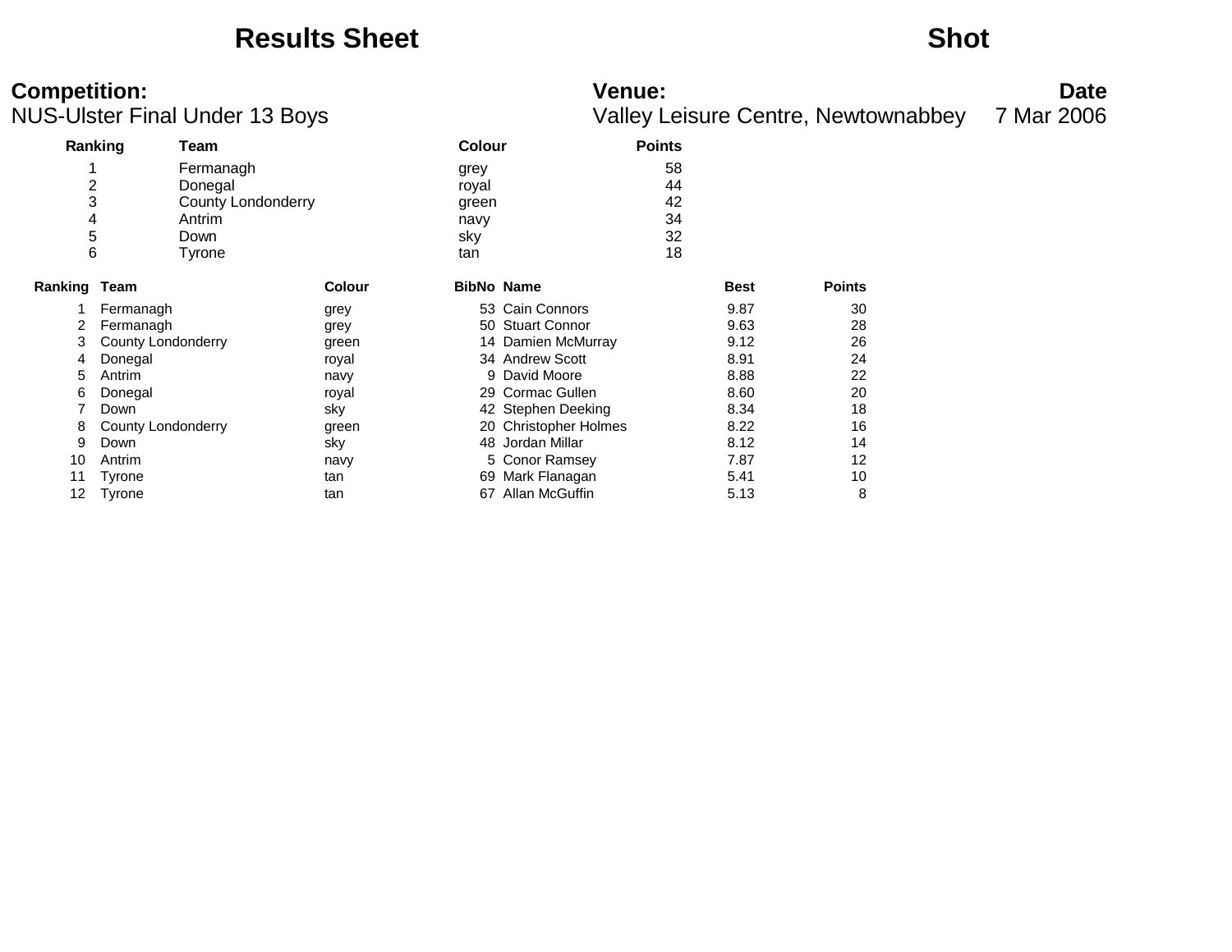# Results Sheet

# Shot

**Competition:**
NUS-Ulster Final Under 13 Boys

**Venue:**
Valley Leisure Centre, Newtownabbey

**Date**
7 Mar 2006

| Ranking | Team | Colour | Points |
|---|---|---|---|
| 1 | Fermanagh | grey | 58 |
| 2 | Donegal | royal | 44 |
| 3 | County Londonderry | green | 42 |
| 4 | Antrim | navy | 34 |
| 5 | Down | sky | 32 |
| 6 | Tyrone | tan | 18 |

| Ranking | Team | Colour | BibNo | Name | Best | Points |
|---|---|---|---|---|---|---|
| 1 | Fermanagh | grey | 53 | Cain Connors | 9.87 | 30 |
| 2 | Fermanagh | grey | 50 | Stuart Connor | 9.63 | 28 |
| 3 | County Londonderry | green | 14 | Damien McMurray | 9.12 | 26 |
| 4 | Donegal | royal | 34 | Andrew Scott | 8.91 | 24 |
| 5 | Antrim | navy | 9 | David Moore | 8.88 | 22 |
| 6 | Donegal | royal | 29 | Cormac Gullen | 8.60 | 20 |
| 7 | Down | sky | 42 | Stephen Deeking | 8.34 | 18 |
| 8 | County Londonderry | green | 20 | Christopher Holmes | 8.22 | 16 |
| 9 | Down | sky | 48 | Jordan Millar | 8.12 | 14 |
| 10 | Antrim | navy | 5 | Conor Ramsey | 7.87 | 12 |
| 11 | Tyrone | tan | 69 | Mark Flanagan | 5.41 | 10 |
| 12 | Tyrone | tan | 67 | Allan McGuffin | 5.13 | 8 |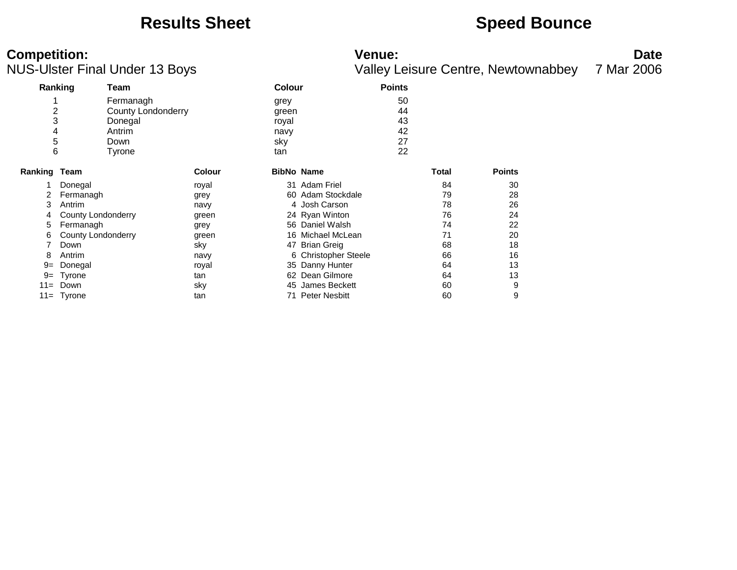# Results Sheet

# Speed Bounce

**Competition:**
NUS-Ulster Final Under 13 Boys

**Venue:**
Valley Leisure Centre, Newtownabbey

**Date**
7 Mar 2006

| Ranking | Team | Colour | Points |
|---|---|---|---|
| 1 | Fermanagh | grey | 50 |
| 2 | County Londonderry | green | 44 |
| 3 | Donegal | royal | 43 |
| 4 | Antrim | navy | 42 |
| 5 | Down | sky | 27 |
| 6 | Tyrone | tan | 22 |

| Ranking | Team | Colour | BibNo | Name | Total | Points |
|---|---|---|---|---|---|---|
| 1 | Donegal | royal | 31 | Adam Friel | 84 | 30 |
| 2 | Fermanagh | grey | 60 | Adam Stockdale | 79 | 28 |
| 3 | Antrim | navy | 4 | Josh Carson | 78 | 26 |
| 4 | County Londonderry | green | 24 | Ryan Winton | 76 | 24 |
| 5 | Fermanagh | grey | 56 | Daniel Walsh | 74 | 22 |
| 6 | County Londonderry | green | 16 | Michael McLean | 71 | 20 |
| 7 | Down | sky | 47 | Brian Greig | 68 | 18 |
| 8 | Antrim | navy | 6 | Christopher Steele | 66 | 16 |
| 9= | Donegal | royal | 35 | Danny Hunter | 64 | 13 |
| 9= | Tyrone | tan | 62 | Dean Gilmore | 64 | 13 |
| 11= | Down | sky | 45 | James Beckett | 60 | 9 |
| 11= | Tyrone | tan | 71 | Peter Nesbitt | 60 | 9 |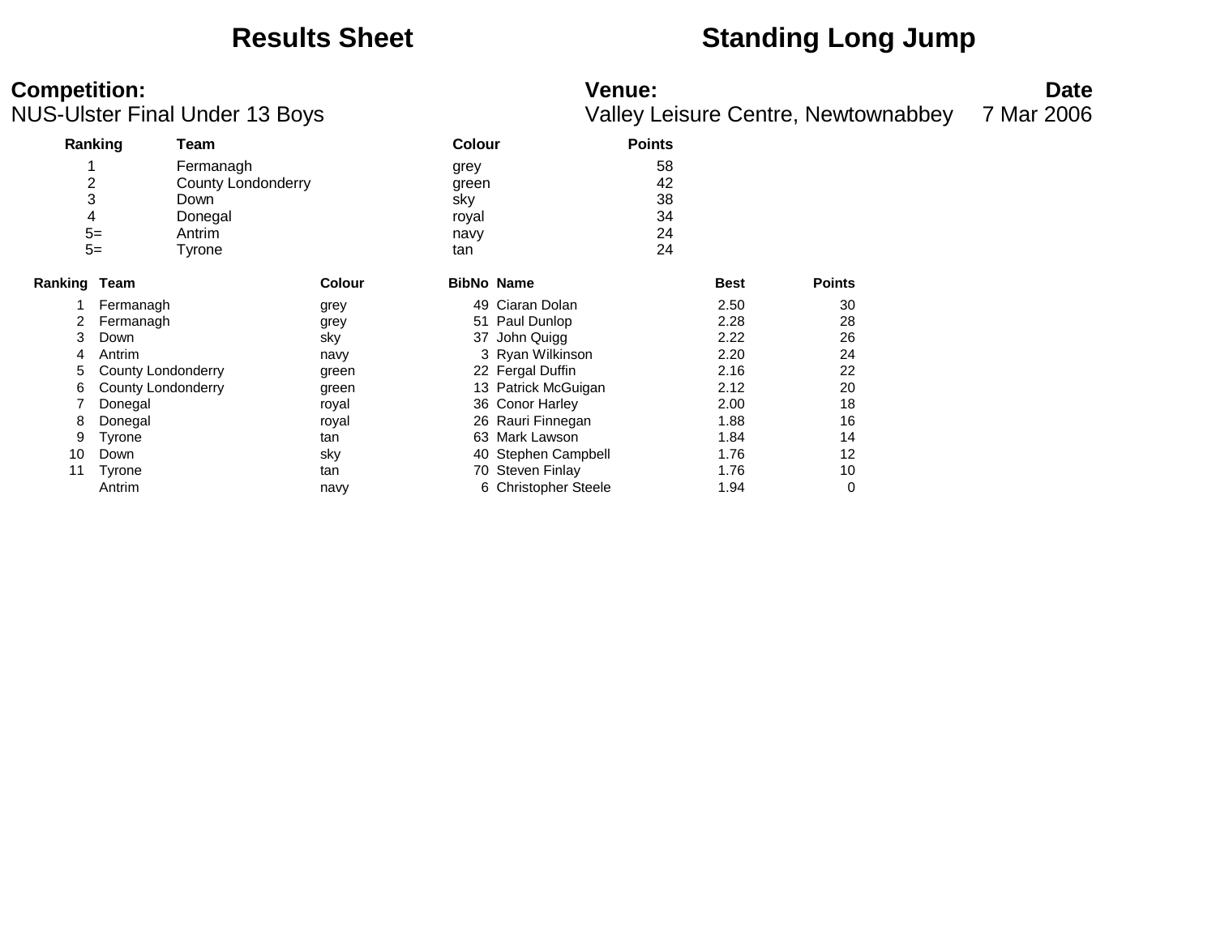# Results Sheet

# Standing Long Jump

**Competition:**
NUS-Ulster Final Under 13 Boys

**Venue:**
Valley Leisure Centre, Newtownabbey

**Date**
7 Mar 2006

| Ranking | Team | Colour | Points |
|---|---|---|---|
| 1 | Fermanagh | grey | 58 |
| 2 | County Londonderry | green | 42 |
| 3 | Down | sky | 38 |
| 4 | Donegal | royal | 34 |
| 5= | Antrim | navy | 24 |
| 5= | Tyrone | tan | 24 |

| Ranking | Team | Colour | BibNo | Name | Best | Points |
|---|---|---|---|---|---|---|
| 1 | Fermanagh | grey | 49 | Ciaran Dolan | 2.50 | 30 |
| 2 | Fermanagh | grey | 51 | Paul Dunlop | 2.28 | 28 |
| 3 | Down | sky | 37 | John Quigg | 2.22 | 26 |
| 4 | Antrim | navy | 3 | Ryan Wilkinson | 2.20 | 24 |
| 5 | County Londonderry | green | 22 | Fergal Duffin | 2.16 | 22 |
| 6 | County Londonderry | green | 13 | Patrick McGuigan | 2.12 | 20 |
| 7 | Donegal | royal | 36 | Conor Harley | 2.00 | 18 |
| 8 | Donegal | royal | 26 | Rauri Finnegan | 1.88 | 16 |
| 9 | Tyrone | tan | 63 | Mark Lawson | 1.84 | 14 |
| 10 | Down | sky | 40 | Stephen Campbell | 1.76 | 12 |
| 11 | Tyrone | tan | 70 | Steven Finlay | 1.76 | 10 |
| | Antrim | navy | 6 | Christopher Steele | 1.94 | 0 |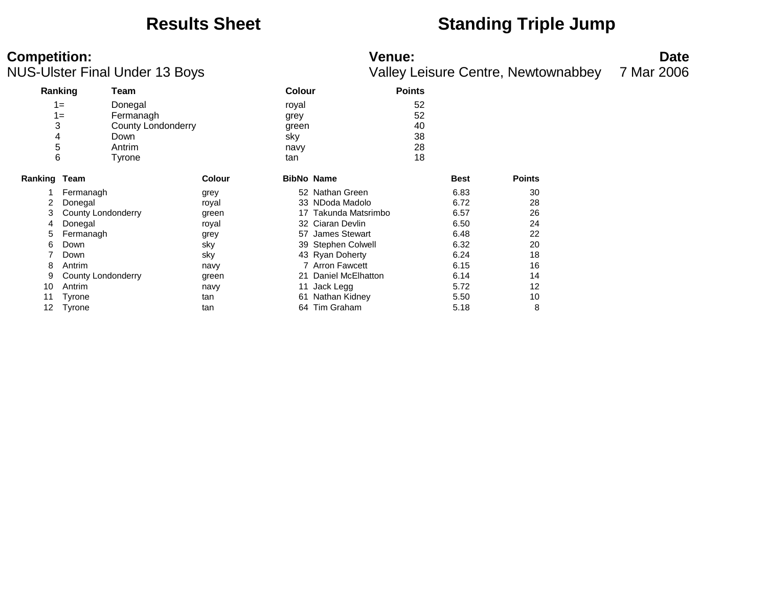# Results Sheet

# Standing Triple Jump

**Competition:**
NUS-Ulster Final Under 13 Boys

**Venue:**
Valley Leisure Centre, Newtownabbey

**Date**
7 Mar 2006

| Ranking | Team | Colour | Points |
|---|---|---|---|
| 1= | Donegal | royal | 52 |
| 1= | Fermanagh | grey | 52 |
| 3 | County Londonderry | green | 40 |
| 4 | Down | sky | 38 |
| 5 | Antrim | navy | 28 |
| 6 | Tyrone | tan | 18 |

| Ranking | Team | Colour | BibNo | Name | Best | Points |
|---|---|---|---|---|---|---|
| 1 | Fermanagh | grey | 52 | Nathan Green | 6.83 | 30 |
| 2 | Donegal | royal | 33 | NDoda Madolo | 6.72 | 28 |
| 3 | County Londonderry | green | 17 | Takunda Matsrimbo | 6.57 | 26 |
| 4 | Donegal | royal | 32 | Ciaran Devlin | 6.50 | 24 |
| 5 | Fermanagh | grey | 57 | James Stewart | 6.48 | 22 |
| 6 | Down | sky | 39 | Stephen Colwell | 6.32 | 20 |
| 7 | Down | sky | 43 | Ryan Doherty | 6.24 | 18 |
| 8 | Antrim | navy | 7 | Arron Fawcett | 6.15 | 16 |
| 9 | County Londonderry | green | 21 | Daniel McElhatton | 6.14 | 14 |
| 10 | Antrim | navy | 11 | Jack Legg | 5.72 | 12 |
| 11 | Tyrone | tan | 61 | Nathan Kidney | 5.50 | 10 |
| 12 | Tyrone | tan | 64 | Tim Graham | 5.18 | 8 |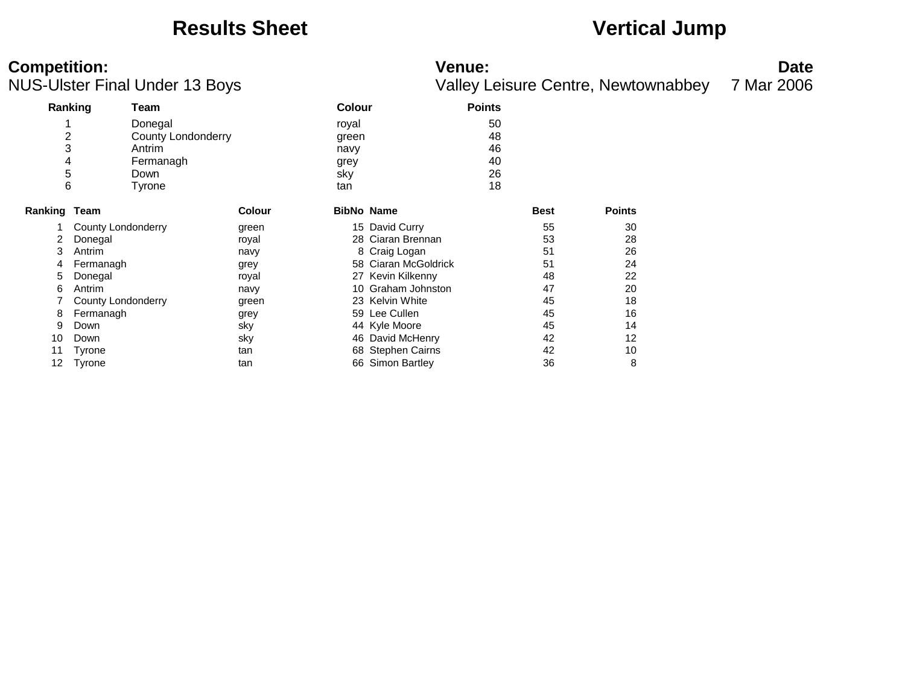# Results Sheet

# Vertical Jump

**Competition:**
NUS-Ulster Final Under 13 Boys

**Venue:**
Valley Leisure Centre, Newtownabbey

**Date**
7 Mar 2006

| Ranking | Team | Colour | Points |
|---|---|---|---|
| 1 | Donegal | royal | 50 |
| 2 | County Londonderry | green | 48 |
| 3 | Antrim | navy | 46 |
| 4 | Fermanagh | grey | 40 |
| 5 | Down | sky | 26 |
| 6 | Tyrone | tan | 18 |

| Ranking | Team | Colour | BibNo | Name | Best | Points |
|---|---|---|---|---|---|---|
| 1 | County Londonderry | green | 15 | David Curry | 55 | 30 |
| 2 | Donegal | royal | 28 | Ciaran Brennan | 53 | 28 |
| 3 | Antrim | navy | 8 | Craig Logan | 51 | 26 |
| 4 | Fermanagh | grey | 58 | Ciaran McGoldrick | 51 | 24 |
| 5 | Donegal | royal | 27 | Kevin Kilkenny | 48 | 22 |
| 6 | Antrim | navy | 10 | Graham Johnston | 47 | 20 |
| 7 | County Londonderry | green | 23 | Kelvin White | 45 | 18 |
| 8 | Fermanagh | grey | 59 | Lee Cullen | 45 | 16 |
| 9 | Down | sky | 44 | Kyle Moore | 45 | 14 |
| 10 | Down | sky | 46 | David McHenry | 42 | 12 |
| 11 | Tyrone | tan | 68 | Stephen Cairns | 42 | 10 |
| 12 | Tyrone | tan | 66 | Simon Bartley | 36 | 8 |